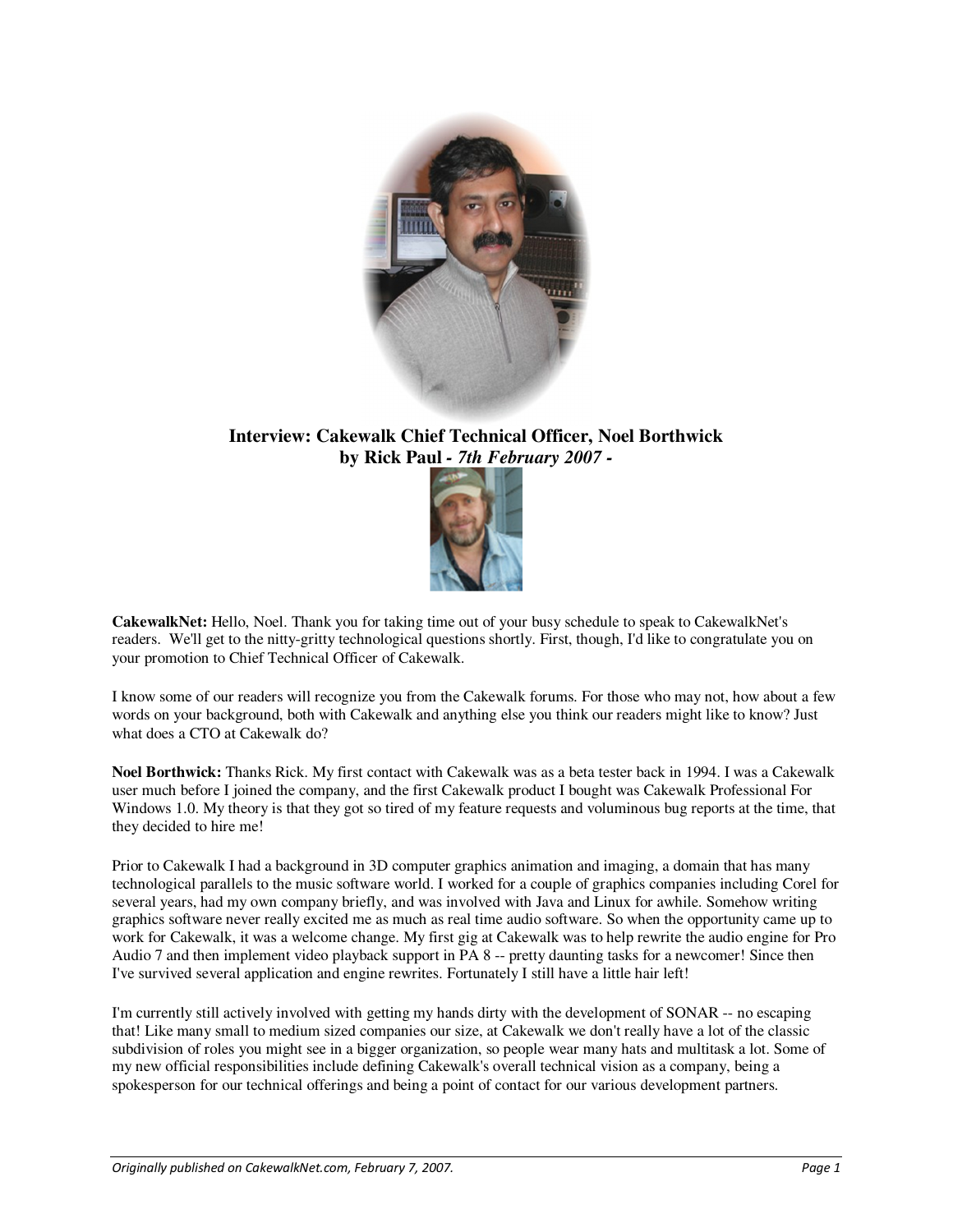# Interview: Cakewalk Chief Technical Officer, Noel Borthwick

**by Rick Paul -** ***7th February 2007 -***

**CakewalkNet:** Hello, Noel. Thank you for taking time out of your busy schedule to speak to CakewalkNet's readers. We'll get to the nitty-gritty technological questions shortly. First, though, I'd like to congratulate you on your promotion to Chief Technical Officer of Cakewalk.

I know some of our readers will recognize you from the Cakewalk forums. For those who may not, how about a few words on your background, both with Cakewalk and anything else you think our readers might like to know? Just what does a CTO at Cakewalk do?

**Noel Borthwick:** Thanks Rick. My first contact with Cakewalk was as a beta tester back in 1994. I was a Cakewalk user much before I joined the company, and the first Cakewalk product I bought was Cakewalk Professional For Windows 1.0. My theory is that they got so tired of my feature requests and voluminous bug reports at the time, that they decided to hire me!

Prior to Cakewalk I had a background in 3D computer graphics animation and imaging, a domain that has many technological parallels to the music software world. I worked for a couple of graphics companies including Corel for several years, had my own company briefly, and was involved with Java and Linux for awhile. Somehow writing graphics software never really excited me as much as real time audio software. So when the opportunity came up to work for Cakewalk, it was a welcome change. My first gig at Cakewalk was to help rewrite the audio engine for Pro Audio 7 and then implement video playback support in PA 8 -- pretty daunting tasks for a newcomer! Since then I've survived several application and engine rewrites. Fortunately I still have a little hair left!

I'm currently still actively involved with getting my hands dirty with the development of SONAR -- no escaping that! Like many small to medium sized companies our size, at Cakewalk we don't really have a lot of the classic subdivision of roles you might see in a bigger organization, so people wear many hats and multitask a lot. Some of my new official responsibilities include defining Cakewalk's overall technical vision as a company, being a spokesperson for our technical offerings and being a point of contact for our various development partners.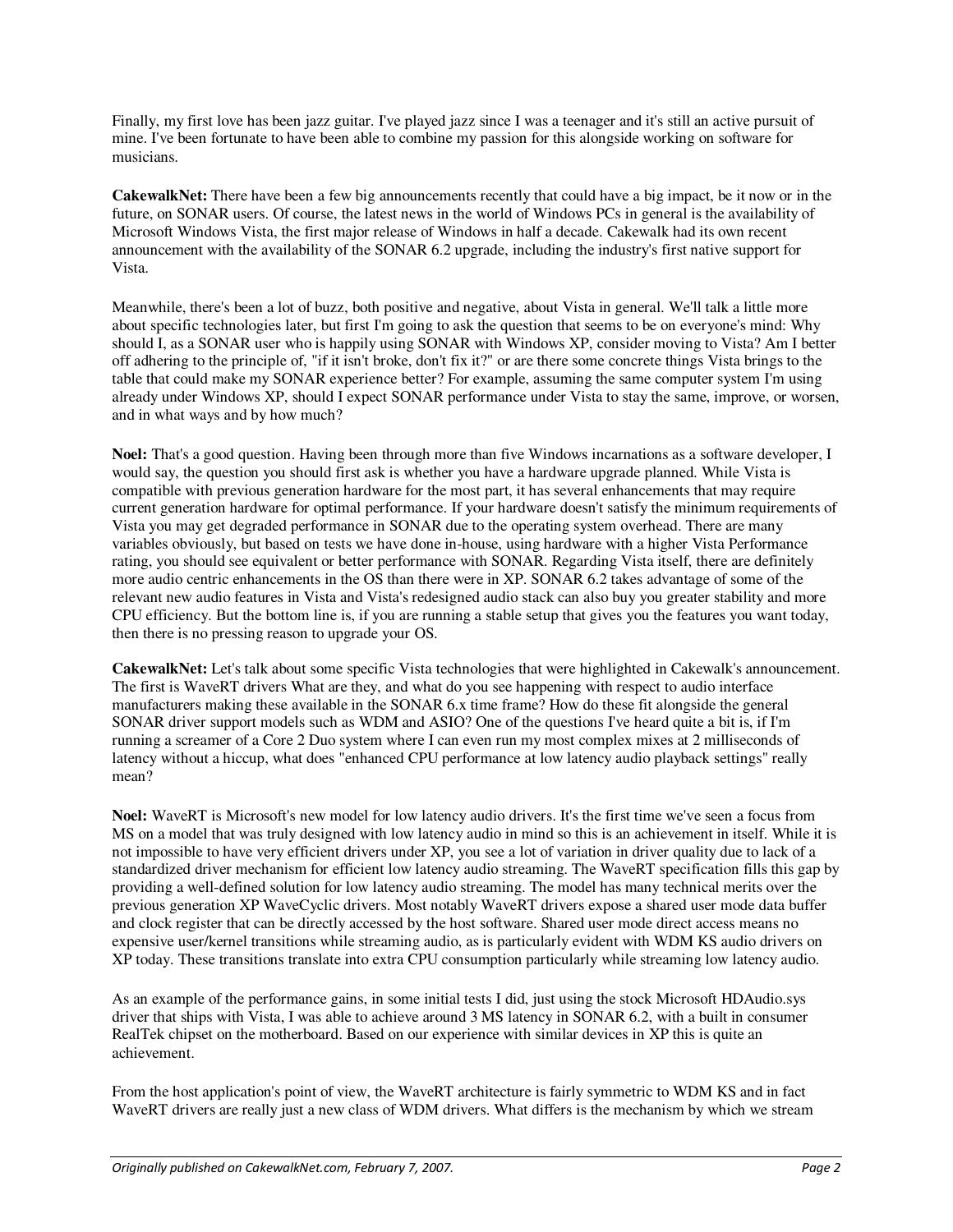Finally, my first love has been jazz guitar. I've played jazz since I was a teenager and it's still an active pursuit of mine. I've been fortunate to have been able to combine my passion for this alongside working on software for musicians.

**CakewalkNet:** There have been a few big announcements recently that could have a big impact, be it now or in the future, on SONAR users. Of course, the latest news in the world of Windows PCs in general is the availability of Microsoft Windows Vista, the first major release of Windows in half a decade. Cakewalk had its own recent announcement with the availability of the SONAR 6.2 upgrade, including the industry's first native support for Vista.

Meanwhile, there's been a lot of buzz, both positive and negative, about Vista in general. We'll talk a little more about specific technologies later, but first I'm going to ask the question that seems to be on everyone's mind: Why should I, as a SONAR user who is happily using SONAR with Windows XP, consider moving to Vista? Am I better off adhering to the principle of, "if it isn't broke, don't fix it?" or are there some concrete things Vista brings to the table that could make my SONAR experience better? For example, assuming the same computer system I'm using already under Windows XP, should I expect SONAR performance under Vista to stay the same, improve, or worsen, and in what ways and by how much?

**Noel:** That's a good question. Having been through more than five Windows incarnations as a software developer, I would say, the question you should first ask is whether you have a hardware upgrade planned. While Vista is compatible with previous generation hardware for the most part, it has several enhancements that may require current generation hardware for optimal performance. If your hardware doesn't satisfy the minimum requirements of Vista you may get degraded performance in SONAR due to the operating system overhead. There are many variables obviously, but based on tests we have done in-house, using hardware with a higher Vista Performance rating, you should see equivalent or better performance with SONAR. Regarding Vista itself, there are definitely more audio centric enhancements in the OS than there were in XP. SONAR 6.2 takes advantage of some of the relevant new audio features in Vista and Vista's redesigned audio stack can also buy you greater stability and more CPU efficiency. But the bottom line is, if you are running a stable setup that gives you the features you want today, then there is no pressing reason to upgrade your OS.

**CakewalkNet:** Let's talk about some specific Vista technologies that were highlighted in Cakewalk's announcement. The first is WaveRT drivers What are they, and what do you see happening with respect to audio interface manufacturers making these available in the SONAR 6.x time frame? How do these fit alongside the general SONAR driver support models such as WDM and ASIO? One of the questions I've heard quite a bit is, if I'm running a screamer of a Core 2 Duo system where I can even run my most complex mixes at 2 milliseconds of latency without a hiccup, what does "enhanced CPU performance at low latency audio playback settings" really mean?

**Noel:** WaveRT is Microsoft's new model for low latency audio drivers. It's the first time we've seen a focus from MS on a model that was truly designed with low latency audio in mind so this is an achievement in itself. While it is not impossible to have very efficient drivers under XP, you see a lot of variation in driver quality due to lack of a standardized driver mechanism for efficient low latency audio streaming. The WaveRT specification fills this gap by providing a well-defined solution for low latency audio streaming. The model has many technical merits over the previous generation XP WaveCyclic drivers. Most notably WaveRT drivers expose a shared user mode data buffer and clock register that can be directly accessed by the host software. Shared user mode direct access means no expensive user/kernel transitions while streaming audio, as is particularly evident with WDM KS audio drivers on XP today. These transitions translate into extra CPU consumption particularly while streaming low latency audio.

As an example of the performance gains, in some initial tests I did, just using the stock Microsoft HDAudio.sys driver that ships with Vista, I was able to achieve around 3 MS latency in SONAR 6.2, with a built in consumer RealTek chipset on the motherboard. Based on our experience with similar devices in XP this is quite an achievement.

From the host application's point of view, the WaveRT architecture is fairly symmetric to WDM KS and in fact WaveRT drivers are really just a new class of WDM drivers. What differs is the mechanism by which we stream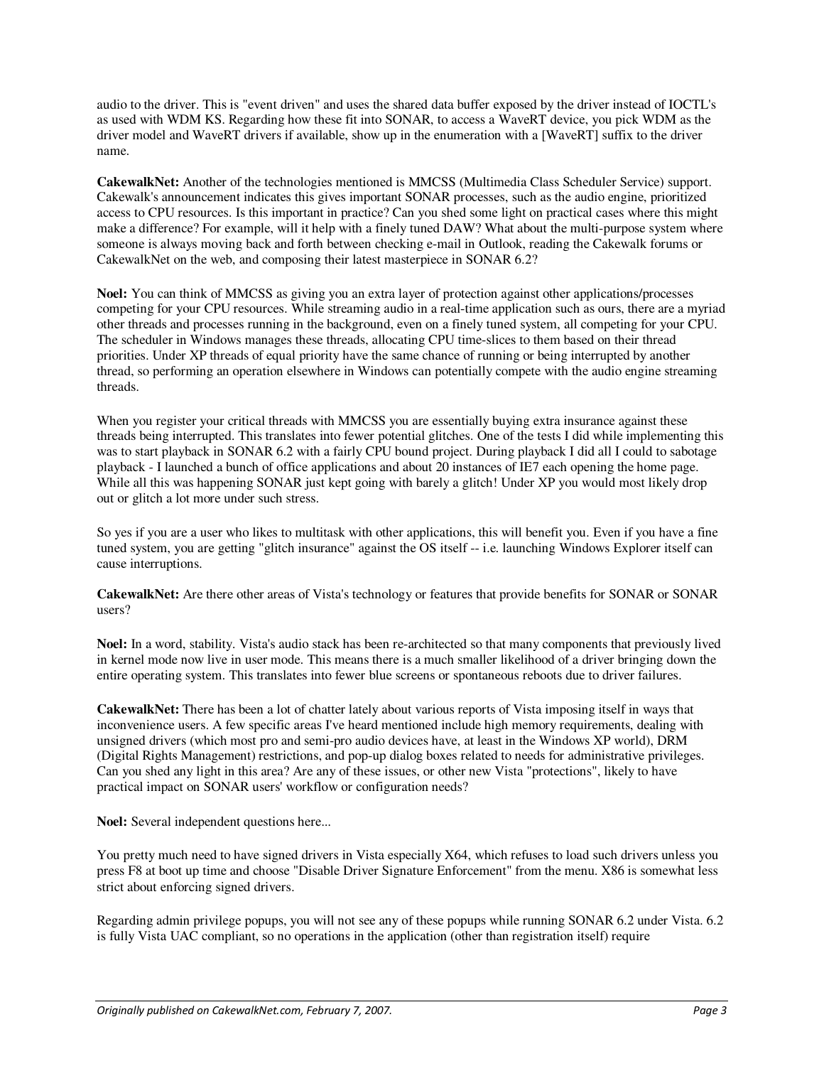audio to the driver. This is "event driven" and uses the shared data buffer exposed by the driver instead of IOCTL's as used with WDM KS. Regarding how these fit into SONAR, to access a WaveRT device, you pick WDM as the driver model and WaveRT drivers if available, show up in the enumeration with a [WaveRT] suffix to the driver name.

**CakewalkNet:** Another of the technologies mentioned is MMCSS (Multimedia Class Scheduler Service) support. Cakewalk's announcement indicates this gives important SONAR processes, such as the audio engine, prioritized access to CPU resources. Is this important in practice? Can you shed some light on practical cases where this might make a difference? For example, will it help with a finely tuned DAW? What about the multi-purpose system where someone is always moving back and forth between checking e-mail in Outlook, reading the Cakewalk forums or CakewalkNet on the web, and composing their latest masterpiece in SONAR 6.2?

**Noel:** You can think of MMCSS as giving you an extra layer of protection against other applications/processes competing for your CPU resources. While streaming audio in a real-time application such as ours, there are a myriad other threads and processes running in the background, even on a finely tuned system, all competing for your CPU. The scheduler in Windows manages these threads, allocating CPU time-slices to them based on their thread priorities. Under XP threads of equal priority have the same chance of running or being interrupted by another thread, so performing an operation elsewhere in Windows can potentially compete with the audio engine streaming threads.

When you register your critical threads with MMCSS you are essentially buying extra insurance against these threads being interrupted. This translates into fewer potential glitches. One of the tests I did while implementing this was to start playback in SONAR 6.2 with a fairly CPU bound project. During playback I did all I could to sabotage playback - I launched a bunch of office applications and about 20 instances of IE7 each opening the home page. While all this was happening SONAR just kept going with barely a glitch! Under XP you would most likely drop out or glitch a lot more under such stress.

So yes if you are a user who likes to multitask with other applications, this will benefit you. Even if you have a fine tuned system, you are getting "glitch insurance" against the OS itself -- i.e. launching Windows Explorer itself can cause interruptions.

**CakewalkNet:** Are there other areas of Vista's technology or features that provide benefits for SONAR or SONAR users?

**Noel:** In a word, stability. Vista's audio stack has been re-architected so that many components that previously lived in kernel mode now live in user mode. This means there is a much smaller likelihood of a driver bringing down the entire operating system. This translates into fewer blue screens or spontaneous reboots due to driver failures.

**CakewalkNet:** There has been a lot of chatter lately about various reports of Vista imposing itself in ways that inconvenience users. A few specific areas I've heard mentioned include high memory requirements, dealing with unsigned drivers (which most pro and semi-pro audio devices have, at least in the Windows XP world), DRM (Digital Rights Management) restrictions, and pop-up dialog boxes related to needs for administrative privileges. Can you shed any light in this area? Are any of these issues, or other new Vista "protections", likely to have practical impact on SONAR users' workflow or configuration needs?

**Noel:** Several independent questions here...

You pretty much need to have signed drivers in Vista especially X64, which refuses to load such drivers unless you press F8 at boot up time and choose "Disable Driver Signature Enforcement" from the menu. X86 is somewhat less strict about enforcing signed drivers.

Regarding admin privilege popups, you will not see any of these popups while running SONAR 6.2 under Vista. 6.2 is fully Vista UAC compliant, so no operations in the application (other than registration itself) require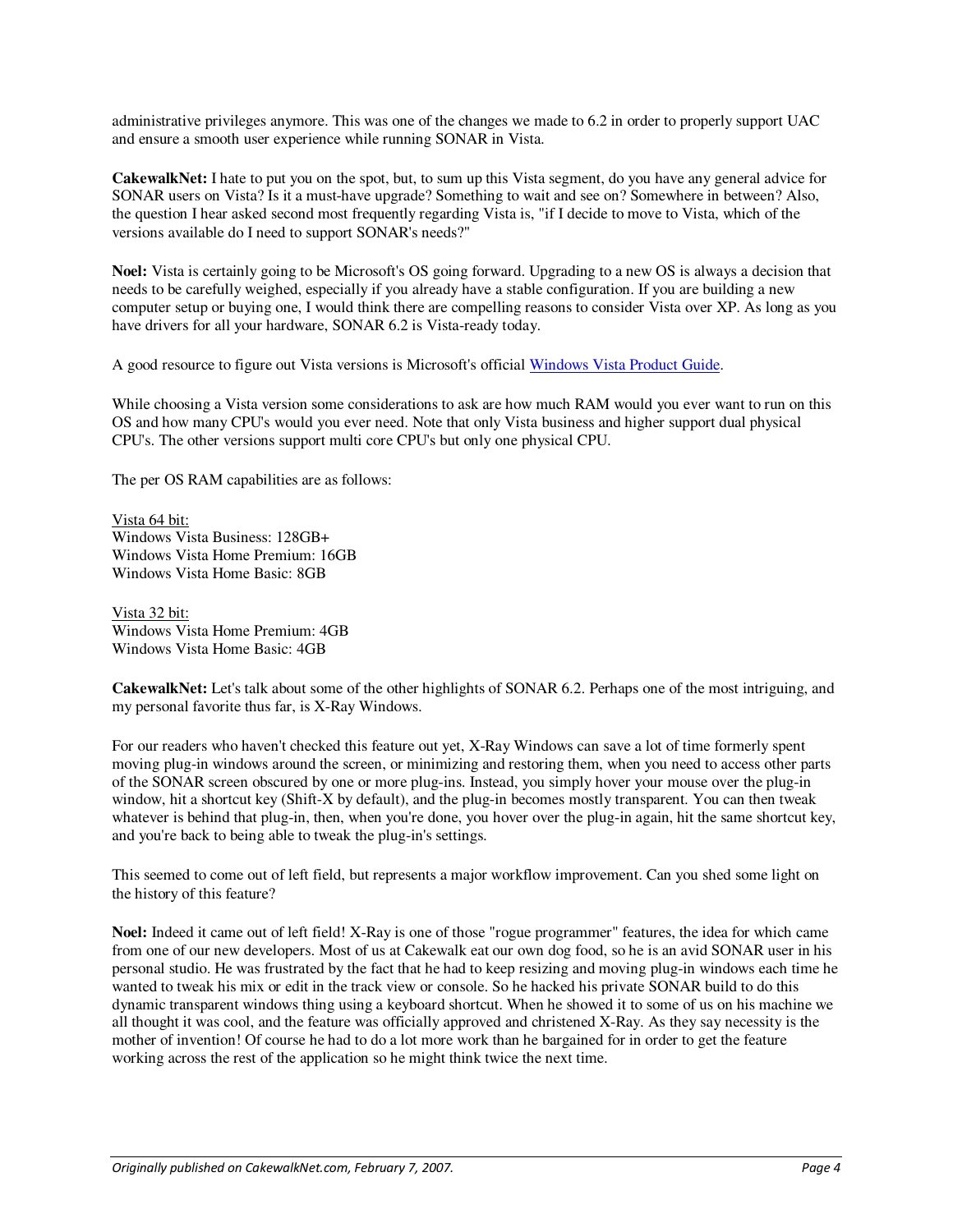administrative privileges anymore. This was one of the changes we made to 6.2 in order to properly support UAC and ensure a smooth user experience while running SONAR in Vista.

**CakewalkNet:** I hate to put you on the spot, but, to sum up this Vista segment, do you have any general advice for SONAR users on Vista? Is it a must-have upgrade? Something to wait and see on? Somewhere in between? Also, the question I hear asked second most frequently regarding Vista is, "if I decide to move to Vista, which of the versions available do I need to support SONAR's needs?"

**Noel:** Vista is certainly going to be Microsoft's OS going forward. Upgrading to a new OS is always a decision that needs to be carefully weighed, especially if you already have a stable configuration. If you are building a new computer setup or buying one, I would think there are compelling reasons to consider Vista over XP. As long as you have drivers for all your hardware, SONAR 6.2 is Vista-ready today.

A good resource to figure out Vista versions is Microsoft's official Windows Vista Product Guide.

While choosing a Vista version some considerations to ask are how much RAM would you ever want to run on this OS and how many CPU's would you ever need. Note that only Vista business and higher support dual physical CPU's. The other versions support multi core CPU's but only one physical CPU.

The per OS RAM capabilities are as follows:

Vista 64 bit:
Windows Vista Business: 128GB+
Windows Vista Home Premium: 16GB
Windows Vista Home Basic: 8GB

Vista 32 bit:
Windows Vista Home Premium: 4GB
Windows Vista Home Basic: 4GB

**CakewalkNet:** Let's talk about some of the other highlights of SONAR 6.2. Perhaps one of the most intriguing, and my personal favorite thus far, is X-Ray Windows.

For our readers who haven't checked this feature out yet, X-Ray Windows can save a lot of time formerly spent moving plug-in windows around the screen, or minimizing and restoring them, when you need to access other parts of the SONAR screen obscured by one or more plug-ins. Instead, you simply hover your mouse over the plug-in window, hit a shortcut key (Shift-X by default), and the plug-in becomes mostly transparent. You can then tweak whatever is behind that plug-in, then, when you're done, you hover over the plug-in again, hit the same shortcut key, and you're back to being able to tweak the plug-in's settings.

This seemed to come out of left field, but represents a major workflow improvement. Can you shed some light on the history of this feature?

**Noel:** Indeed it came out of left field! X-Ray is one of those "rogue programmer" features, the idea for which came from one of our new developers. Most of us at Cakewalk eat our own dog food, so he is an avid SONAR user in his personal studio. He was frustrated by the fact that he had to keep resizing and moving plug-in windows each time he wanted to tweak his mix or edit in the track view or console. So he hacked his private SONAR build to do this dynamic transparent windows thing using a keyboard shortcut. When he showed it to some of us on his machine we all thought it was cool, and the feature was officially approved and christened X-Ray. As they say necessity is the mother of invention! Of course he had to do a lot more work than he bargained for in order to get the feature working across the rest of the application so he might think twice the next time.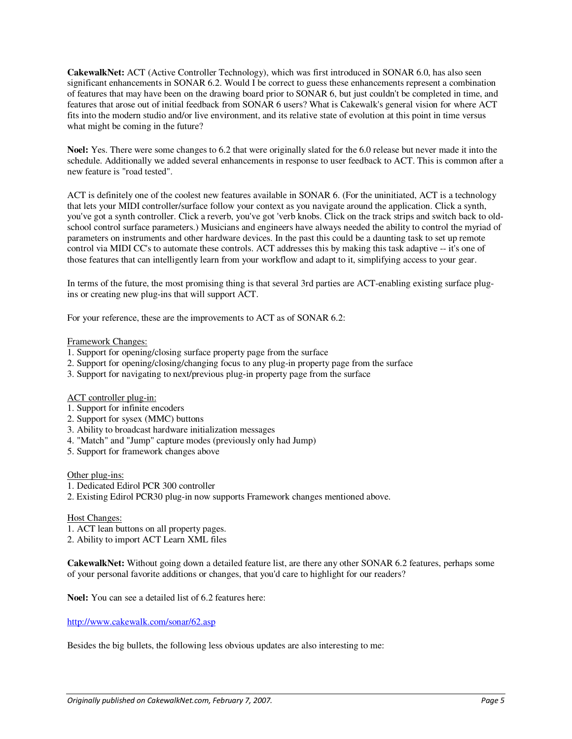**CakewalkNet:** ACT (Active Controller Technology), which was first introduced in SONAR 6.0, has also seen significant enhancements in SONAR 6.2. Would I be correct to guess these enhancements represent a combination of features that may have been on the drawing board prior to SONAR 6, but just couldn't be completed in time, and features that arose out of initial feedback from SONAR 6 users? What is Cakewalk's general vision for where ACT fits into the modern studio and/or live environment, and its relative state of evolution at this point in time versus what might be coming in the future?

**Noel:** Yes. There were some changes to 6.2 that were originally slated for the 6.0 release but never made it into the schedule. Additionally we added several enhancements in response to user feedback to ACT. This is common after a new feature is "road tested".

ACT is definitely one of the coolest new features available in SONAR 6. (For the uninitiated, ACT is a technology that lets your MIDI controller/surface follow your context as you navigate around the application. Click a synth, you've got a synth controller. Click a reverb, you've got 'verb knobs. Click on the track strips and switch back to old-school control surface parameters.) Musicians and engineers have always needed the ability to control the myriad of parameters on instruments and other hardware devices. In the past this could be a daunting task to set up remote control via MIDI CC's to automate these controls. ACT addresses this by making this task adaptive -- it's one of those features that can intelligently learn from your workflow and adapt to it, simplifying access to your gear.

In terms of the future, the most promising thing is that several 3rd parties are ACT-enabling existing surface plug-ins or creating new plug-ins that will support ACT.

For your reference, these are the improvements to ACT as of SONAR 6.2:

Framework Changes:
1. Support for opening/closing surface property page from the surface
2. Support for opening/closing/changing focus to any plug-in property page from the surface
3. Support for navigating to next/previous plug-in property page from the surface

ACT controller plug-in:
1. Support for infinite encoders
2. Support for sysex (MMC) buttons
3. Ability to broadcast hardware initialization messages
4. "Match" and "Jump" capture modes (previously only had Jump)
5. Support for framework changes above

Other plug-ins:
1. Dedicated Edirol PCR 300 controller
2. Existing Edirol PCR30 plug-in now supports Framework changes mentioned above.

Host Changes:
1. ACT lean buttons on all property pages.
2. Ability to import ACT Learn XML files

**CakewalkNet:** Without going down a detailed feature list, are there any other SONAR 6.2 features, perhaps some of your personal favorite additions or changes, that you'd care to highlight for our readers?

**Noel:** You can see a detailed list of 6.2 features here:

http://www.cakewalk.com/sonar/62.asp

Besides the big bullets, the following less obvious updates are also interesting to me: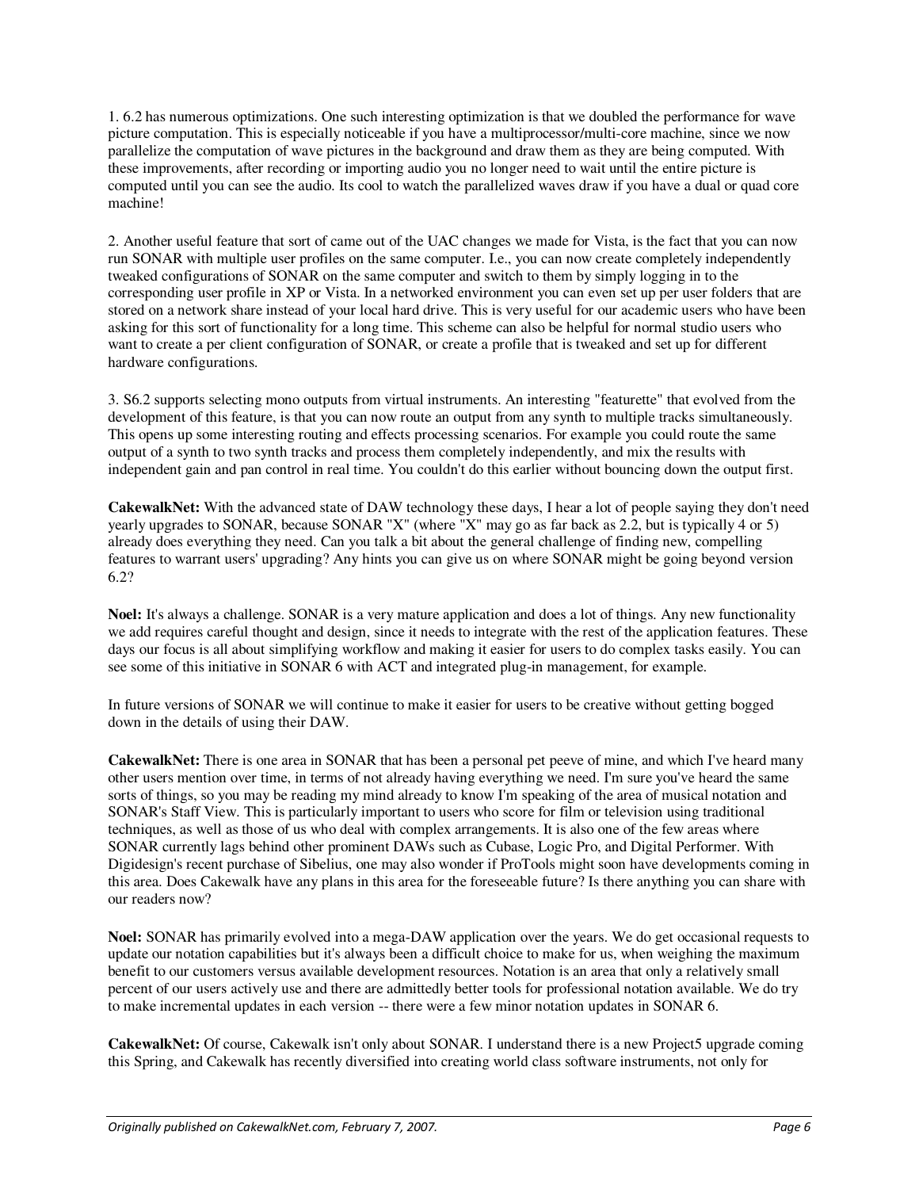1. 6.2 has numerous optimizations. One such interesting optimization is that we doubled the performance for wave picture computation. This is especially noticeable if you have a multiprocessor/multi-core machine, since we now parallelize the computation of wave pictures in the background and draw them as they are being computed. With these improvements, after recording or importing audio you no longer need to wait until the entire picture is computed until you can see the audio. Its cool to watch the parallelized waves draw if you have a dual or quad core machine!

2. Another useful feature that sort of came out of the UAC changes we made for Vista, is the fact that you can now run SONAR with multiple user profiles on the same computer. I.e., you can now create completely independently tweaked configurations of SONAR on the same computer and switch to them by simply logging in to the corresponding user profile in XP or Vista. In a networked environment you can even set up per user folders that are stored on a network share instead of your local hard drive. This is very useful for our academic users who have been asking for this sort of functionality for a long time. This scheme can also be helpful for normal studio users who want to create a per client configuration of SONAR, or create a profile that is tweaked and set up for different hardware configurations.

3. S6.2 supports selecting mono outputs from virtual instruments. An interesting "featurette" that evolved from the development of this feature, is that you can now route an output from any synth to multiple tracks simultaneously. This opens up some interesting routing and effects processing scenarios. For example you could route the same output of a synth to two synth tracks and process them completely independently, and mix the results with independent gain and pan control in real time. You couldn't do this earlier without bouncing down the output first.

**CakewalkNet:** With the advanced state of DAW technology these days, I hear a lot of people saying they don't need yearly upgrades to SONAR, because SONAR "X" (where "X" may go as far back as 2.2, but is typically 4 or 5) already does everything they need. Can you talk a bit about the general challenge of finding new, compelling features to warrant users' upgrading? Any hints you can give us on where SONAR might be going beyond version 6.2?

**Noel:** It's always a challenge. SONAR is a very mature application and does a lot of things. Any new functionality we add requires careful thought and design, since it needs to integrate with the rest of the application features. These days our focus is all about simplifying workflow and making it easier for users to do complex tasks easily. You can see some of this initiative in SONAR 6 with ACT and integrated plug-in management, for example.

In future versions of SONAR we will continue to make it easier for users to be creative without getting bogged down in the details of using their DAW.

**CakewalkNet:** There is one area in SONAR that has been a personal pet peeve of mine, and which I've heard many other users mention over time, in terms of not already having everything we need. I'm sure you've heard the same sorts of things, so you may be reading my mind already to know I'm speaking of the area of musical notation and SONAR's Staff View. This is particularly important to users who score for film or television using traditional techniques, as well as those of us who deal with complex arrangements. It is also one of the few areas where SONAR currently lags behind other prominent DAWs such as Cubase, Logic Pro, and Digital Performer. With Digidesign's recent purchase of Sibelius, one may also wonder if ProTools might soon have developments coming in this area. Does Cakewalk have any plans in this area for the foreseeable future? Is there anything you can share with our readers now?

**Noel:** SONAR has primarily evolved into a mega-DAW application over the years. We do get occasional requests to update our notation capabilities but it's always been a difficult choice to make for us, when weighing the maximum benefit to our customers versus available development resources. Notation is an area that only a relatively small percent of our users actively use and there are admittedly better tools for professional notation available. We do try to make incremental updates in each version -- there were a few minor notation updates in SONAR 6.

**CakewalkNet:** Of course, Cakewalk isn't only about SONAR. I understand there is a new Project5 upgrade coming this Spring, and Cakewalk has recently diversified into creating world class software instruments, not only for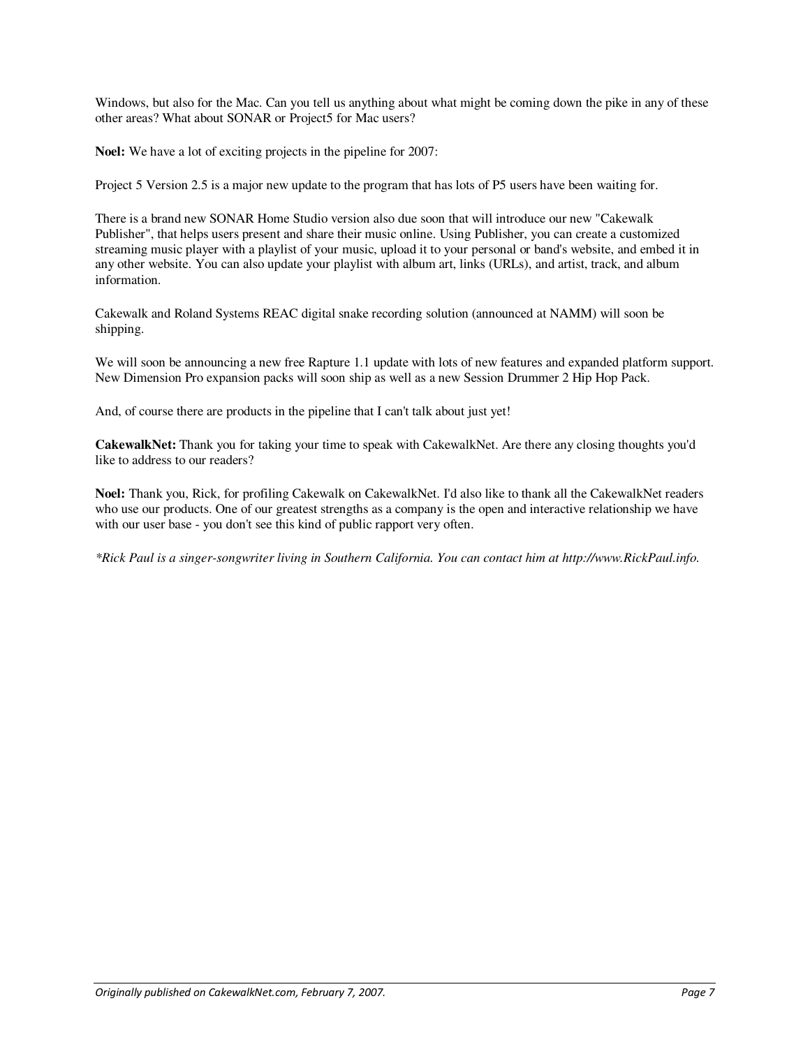Windows, but also for the Mac. Can you tell us anything about what might be coming down the pike in any of these other areas? What about SONAR or Project5 for Mac users?

**Noel:** We have a lot of exciting projects in the pipeline for 2007:

Project 5 Version 2.5 is a major new update to the program that has lots of P5 users have been waiting for.

There is a brand new SONAR Home Studio version also due soon that will introduce our new "Cakewalk Publisher", that helps users present and share their music online. Using Publisher, you can create a customized streaming music player with a playlist of your music, upload it to your personal or band's website, and embed it in any other website. You can also update your playlist with album art, links (URLs), and artist, track, and album information.

Cakewalk and Roland Systems REAC digital snake recording solution (announced at NAMM) will soon be shipping.

We will soon be announcing a new free Rapture 1.1 update with lots of new features and expanded platform support. New Dimension Pro expansion packs will soon ship as well as a new Session Drummer 2 Hip Hop Pack.

And, of course there are products in the pipeline that I can't talk about just yet!

**CakewalkNet:** Thank you for taking your time to speak with CakewalkNet. Are there any closing thoughts you'd like to address to our readers?

**Noel:** Thank you, Rick, for profiling Cakewalk on CakewalkNet. I'd also like to thank all the CakewalkNet readers who use our products. One of our greatest strengths as a company is the open and interactive relationship we have with our user base - you don't see this kind of public rapport very often.

*\*Rick Paul is a singer-songwriter living in Southern California. You can contact him at http://www.RickPaul.info.*

*Originally published on CakewalkNet.com, February 7, 2007.*